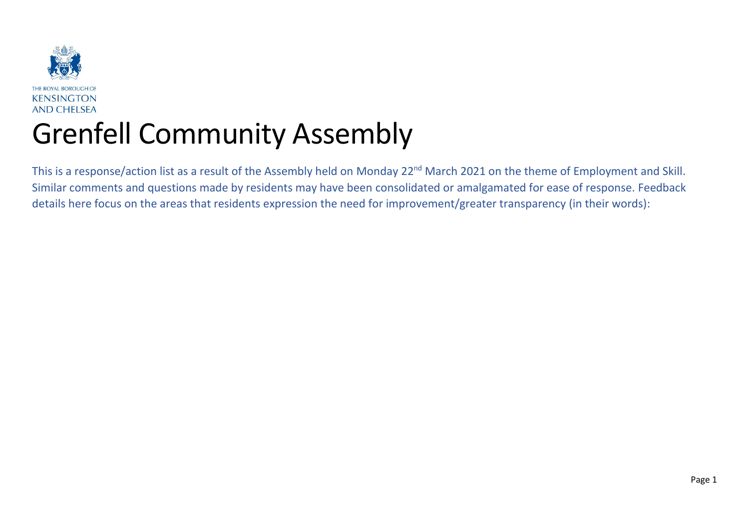THE ROYAL BOROUGH OF
KENSINGTON
AND CHELSEA

# Grenfell Community Assembly

This is a response/action list as a result of the Assembly held on Monday 22nd March 2021 on the theme of Employment and Skill. Similar comments and questions made by residents may have been consolidated or amalgamated for ease of response. Feedback details here focus on the areas that residents expression the need for improvement/greater transparency (in their words):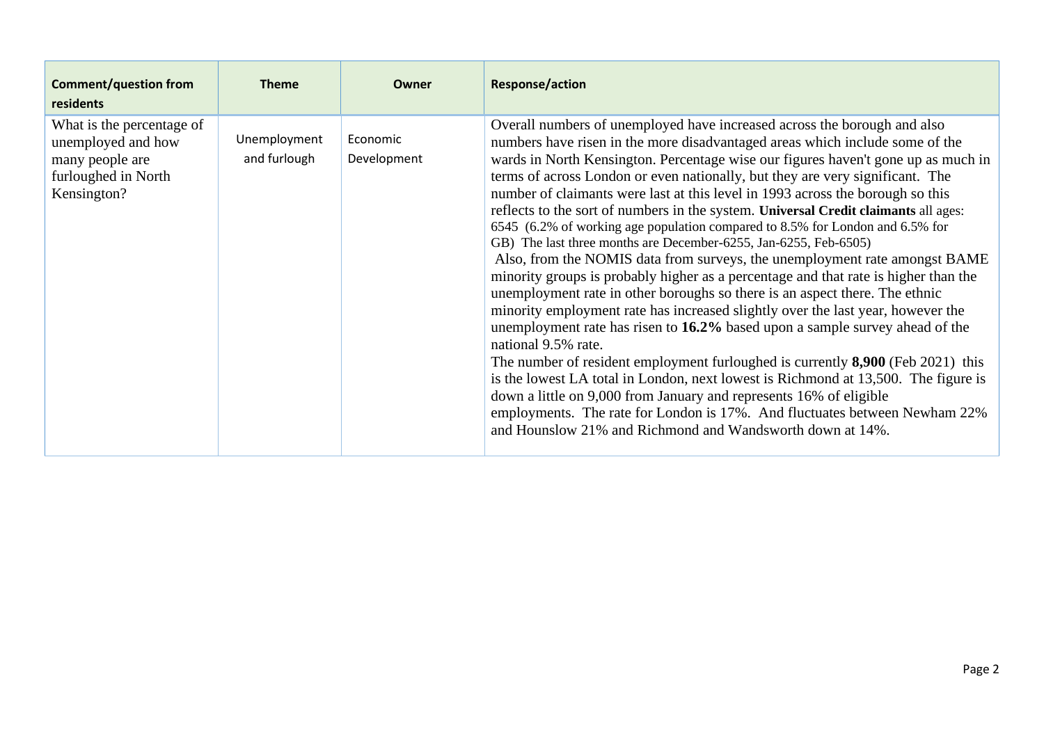| Comment/question from residents | Theme | Owner | Response/action |
|---|---|---|---|
| What is the percentage of unemployed and how many people are furloughed in North Kensington? | Unemployment and furlough | Economic Development | Overall numbers of unemployed have increased across the borough and also numbers have risen in the more disadvantaged areas which include some of the wards in North Kensington. Percentage wise our figures haven't gone up as much in terms of across London or even nationally, but they are very significant. The number of claimants were last at this level in 1993 across the borough so this reflects to the sort of numbers in the system. **Universal Credit claimants** all ages: 6545 (6.2% of working age population compared to 8.5% for London and 6.5% for GB) The last three months are December-6255, Jan-6255, Feb-6505)<br>Also, from the NOMIS data from surveys, the unemployment rate amongst BAME minority groups is probably higher as a percentage and that rate is higher than the unemployment rate in other boroughs so there is an aspect there. The ethnic minority employment rate has increased slightly over the last year, however the unemployment rate has risen to **16.2%** based upon a sample survey ahead of the national 9.5% rate.<br>The number of resident employment furloughed is currently **8,900** (Feb 2021) this is the lowest LA total in London, next lowest is Richmond at 13,500. The figure is down a little on 9,000 from January and represents 16% of eligible employments. The rate for London is 17%. And fluctuates between Newham 22% and Hounslow 21% and Richmond and Wandsworth down at 14%. |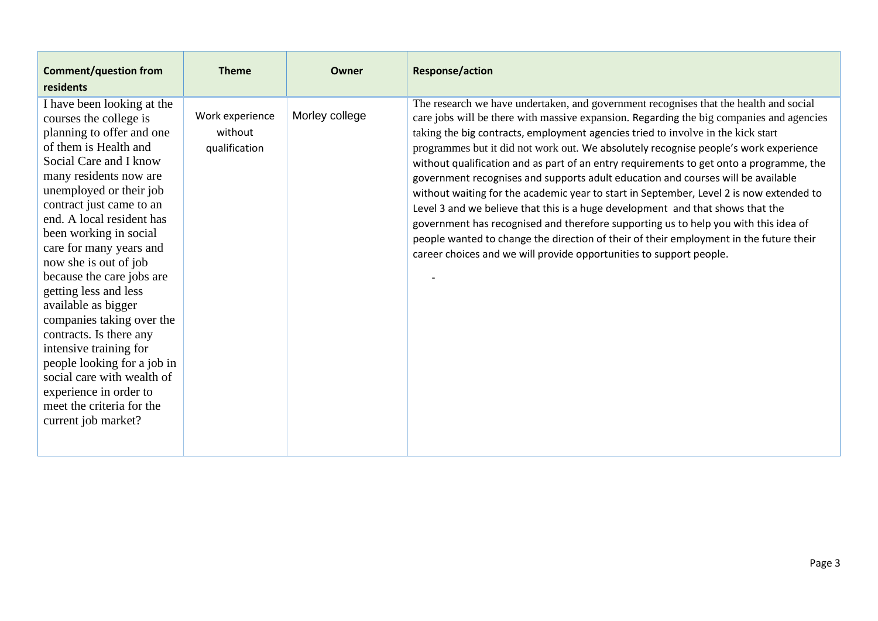| Comment/question from residents | Theme | Owner | Response/action |
|---|---|---|---|
| I have been looking at the courses the college is planning to offer and one of them is Health and Social Care and I know many residents now are unemployed or their job contract just came to an end. A local resident has been working in social care for many years and now she is out of job because the care jobs are getting less and less available as bigger companies taking over the contracts. Is there any intensive training for people looking for a job in social care with wealth of experience in order to meet the criteria for the current job market? | Work experience without qualification | Morley college | The research we have undertaken, and government recognises that the health and social care jobs will be there with massive expansion. Regarding the big companies and agencies taking the big contracts, employment agencies tried to involve in the kick start programmes but it did not work out. We absolutely recognise people's work experience without qualification and as part of an entry requirements to get onto a programme, the government recognises and supports adult education and courses will be available without waiting for the academic year to start in September, Level 2 is now extended to Level 3 and we believe that this is a huge development and that shows that the government has recognised and therefore supporting us to help you with this idea of people wanted to change the direction of their of their employment in the future their career choices and we will provide opportunities to support people. <br><br> - |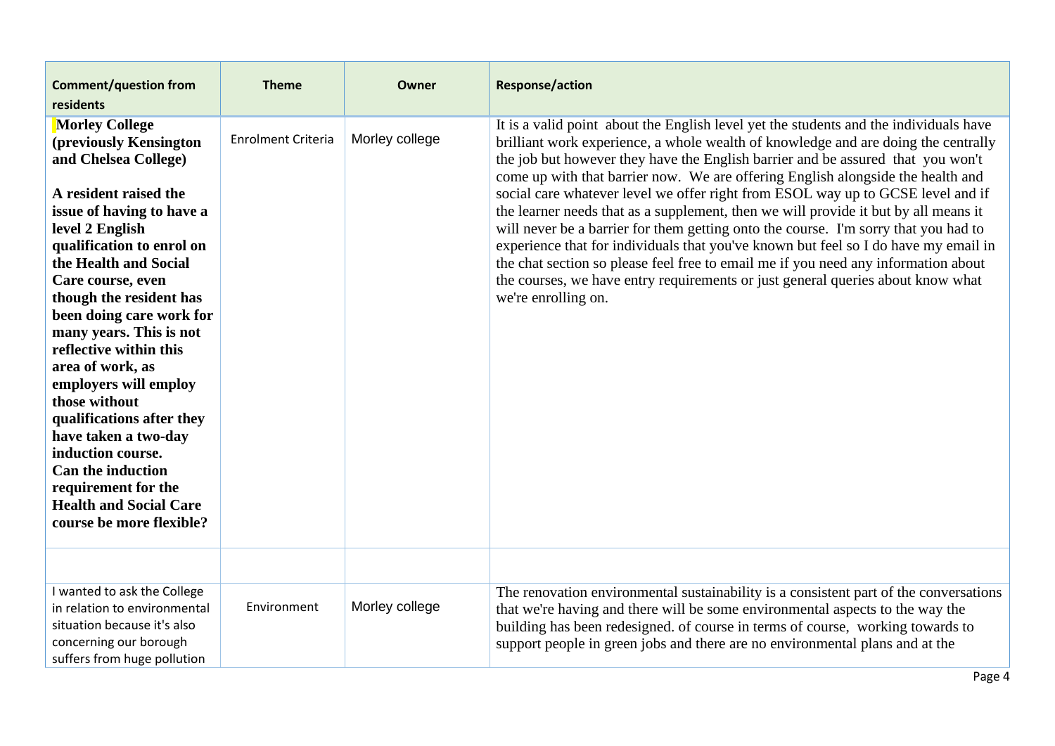| Comment/question from residents | Theme | Owner | Response/action |
|---|---|---|---|
| **Morley College (previously Kensington and Chelsea College)**<br><br>**A resident raised the issue of having to have a level 2 English qualification to enrol on the Health and Social Care course, even though the resident has been doing care work for many years. This is not reflective within this area of work, as employers will employ those without qualifications after they have taken a two-day induction course.**<br>**Can the induction requirement for the Health and Social Care course be more flexible?** | Enrolment Criteria | Morley college | It is a valid point about the English level yet the students and the individuals have brilliant work experience, a whole wealth of knowledge and are doing the centrally the job but however they have the English barrier and be assured that you won't come up with that barrier now. We are offering English alongside the health and social care whatever level we offer right from ESOL way up to GCSE level and if the learner needs that as a supplement, then we will provide it but by all means it will never be a barrier for them getting onto the course. I'm sorry that you had to experience that for individuals that you've known but feel so I do have my email in the chat section so please feel free to email me if you need any information about the courses, we have entry requirements or just general queries about know what we're enrolling on. |
| | | | |
| I wanted to ask the College in relation to environmental situation because it's also concerning our borough suffers from huge pollution | Environment | Morley college | The renovation environmental sustainability is a consistent part of the conversations that we're having and there will be some environmental aspects to the way the building has been redesigned. of course in terms of course, working towards to support people in green jobs and there are no environmental plans and at the |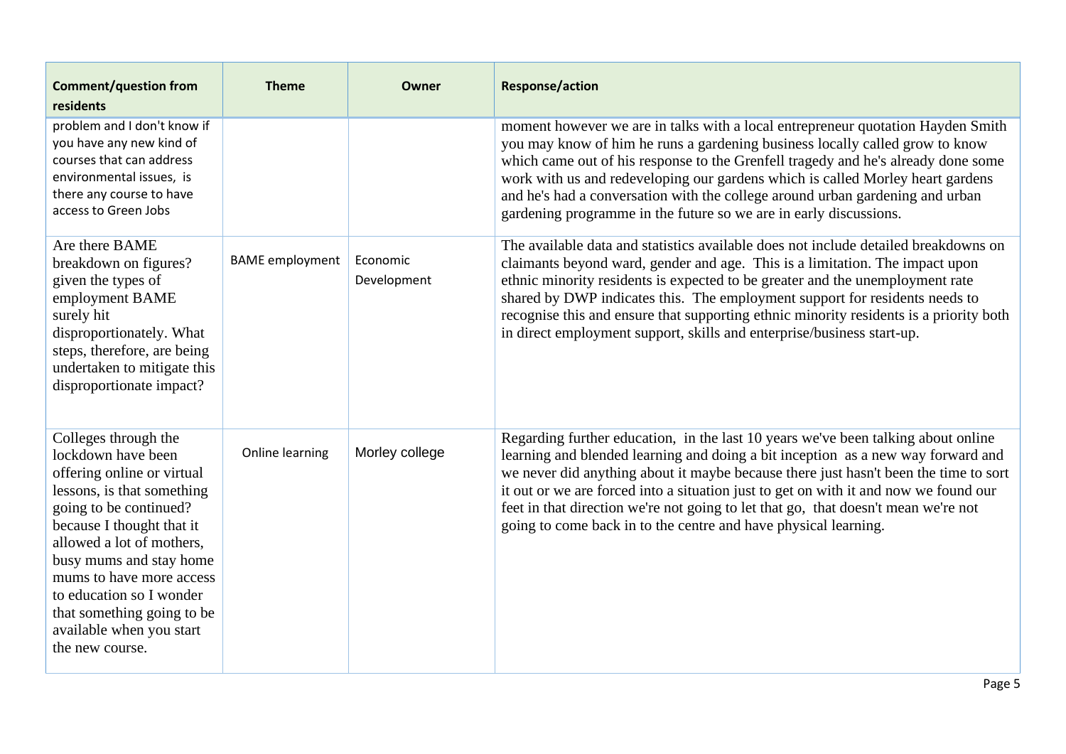| Comment/question from residents | Theme | Owner | Response/action |
|---|---|---|---|
| problem and I don't know if you have any new kind of courses that can address environmental issues, is there any course to have access to Green Jobs | | | moment however we are in talks with a local entrepreneur quotation Hayden Smith you may know of him he runs a gardening business locally called grow to know which came out of his response to the Grenfell tragedy and he's already done some work with us and redeveloping our gardens which is called Morley heart gardens and he's had a conversation with the college around urban gardening and urban gardening programme in the future so we are in early discussions. |
| Are there BAME breakdown on figures? given the types of employment BAME surely hit disproportionately. What steps, therefore, are being undertaken to mitigate this disproportionate impact? | BAME employment | Economic Development | The available data and statistics available does not include detailed breakdowns on claimants beyond ward, gender and age. This is a limitation. The impact upon ethnic minority residents is expected to be greater and the unemployment rate shared by DWP indicates this. The employment support for residents needs to recognise this and ensure that supporting ethnic minority residents is a priority both in direct employment support, skills and enterprise/business start-up. |
| Colleges through the lockdown have been offering online or virtual lessons, is that something going to be continued? because I thought that it allowed a lot of mothers, busy mums and stay home mums to have more access to education so I wonder that something going to be available when you start the new course. | Online learning | Morley college | Regarding further education, in the last 10 years we've been talking about online learning and blended learning and doing a bit inception as a new way forward and we never did anything about it maybe because there just hasn't been the time to sort it out or we are forced into a situation just to get on with it and now we found our feet in that direction we're not going to let that go, that doesn't mean we're not going to come back in to the centre and have physical learning. |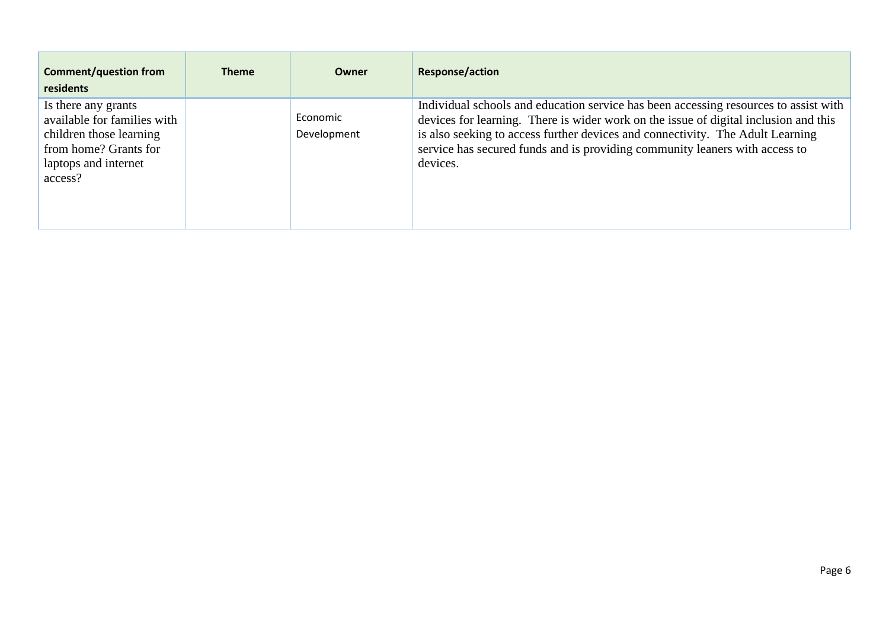| Comment/question from residents | Theme | Owner | Response/action |
|---|---|---|---|
| Is there any grants available for families with children those learning from home? Grants for laptops and internet access? | | Economic Development | Individual schools and education service has been accessing resources to assist with devices for learning. There is wider work on the issue of digital inclusion and this is also seeking to access further devices and connectivity. The Adult Learning service has secured funds and is providing community leaners with access to devices. |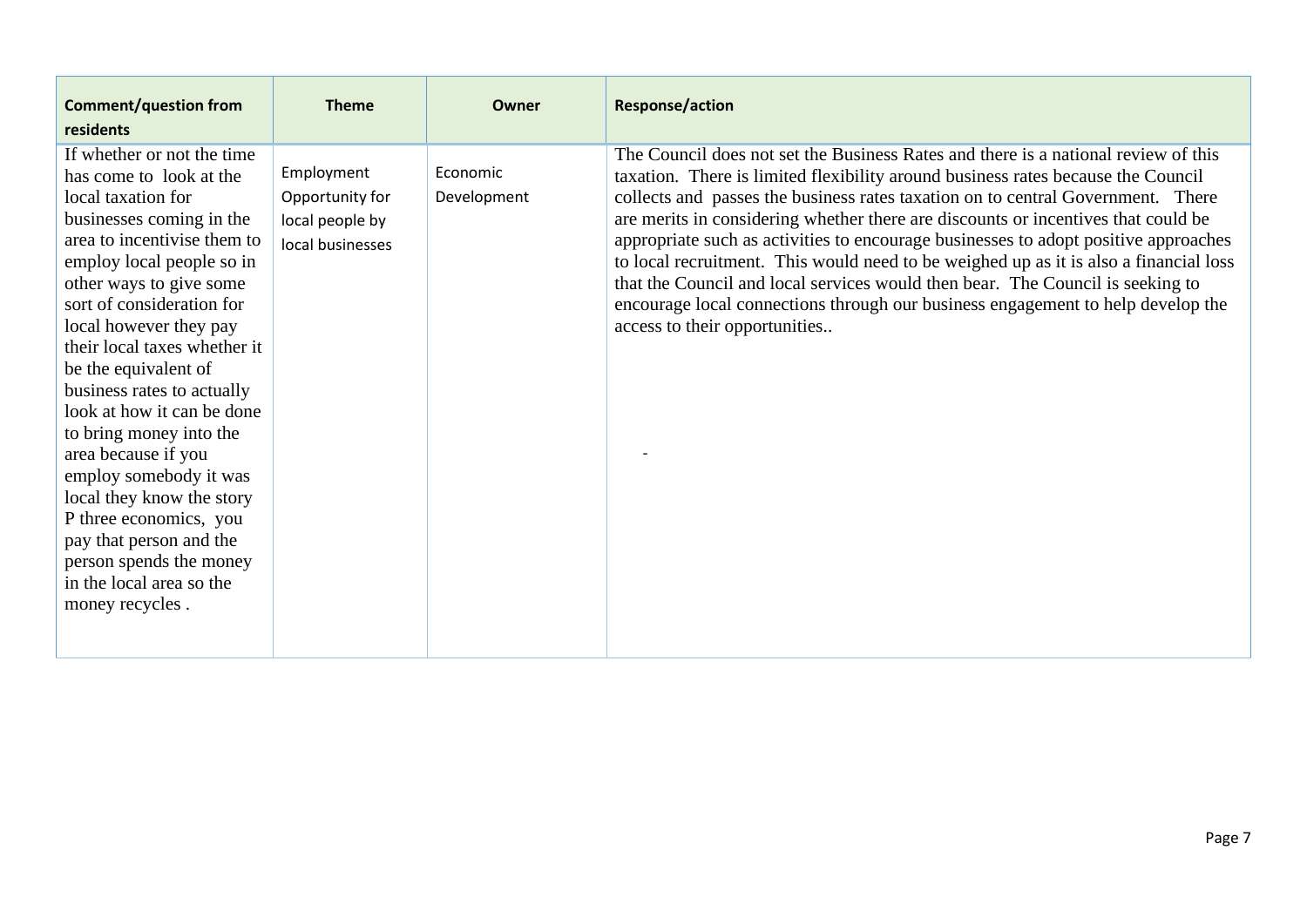| Comment/question from residents | Theme | Owner | Response/action |
|---|---|---|---|
| If whether or not the time has come to look at the local taxation for businesses coming in the area to incentivise them to employ local people so in other ways to give some sort of consideration for local however they pay their local taxes whether it be the equivalent of business rates to actually look at how it can be done to bring money into the area because if you employ somebody it was local they know the story P three economics, you pay that person and the person spends the money in the local area so the money recycles . | Employment Opportunity for local people by local businesses | Economic Development | The Council does not set the Business Rates and there is a national review of this taxation. There is limited flexibility around business rates because the Council collects and passes the business rates taxation on to central Government. There are merits in considering whether there are discounts or incentives that could be appropriate such as activities to encourage businesses to adopt positive approaches to local recruitment. This would need to be weighed up as it is also a financial loss that the Council and local services would then bear. The Council is seeking to encourage local connections through our business engagement to help develop the access to their opportunities.. - |